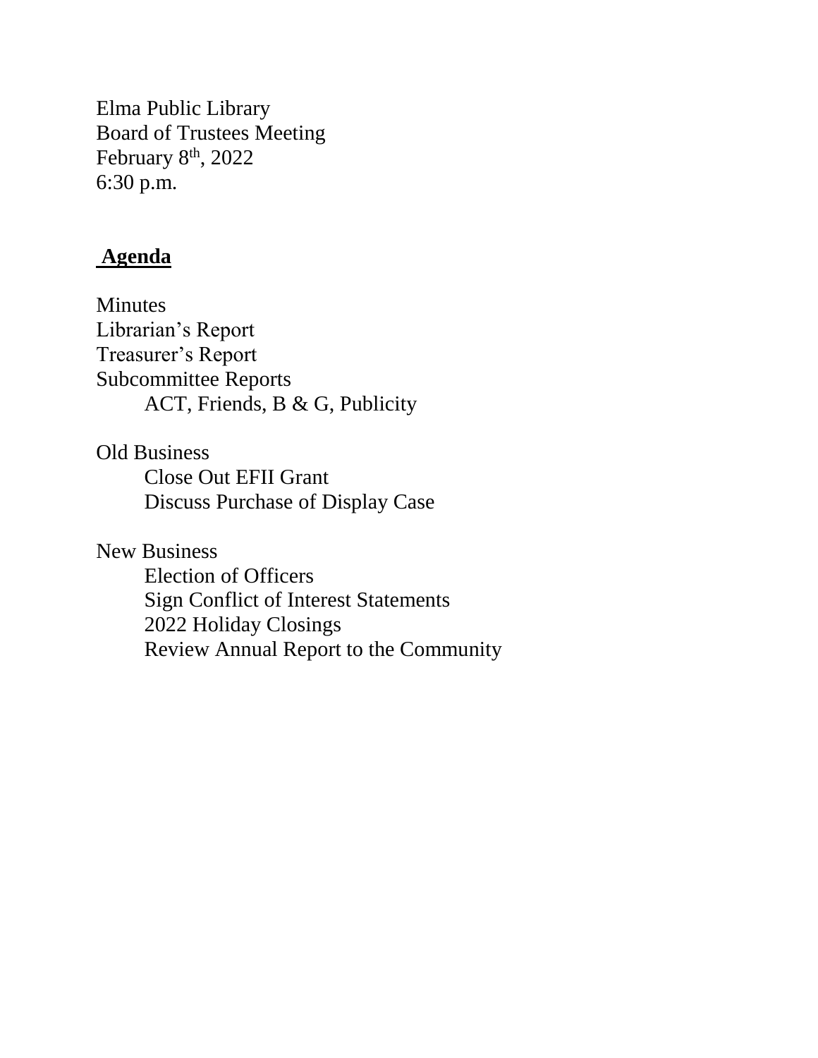Elma Public Library
Board of Trustees Meeting
February 8th, 2022
6:30 p.m.

## Agenda

Minutes
Librarian's Report
Treasurer's Report
Subcommittee Reports
- ACT, Friends, B & G, Publicity

Old Business
- Close Out EFII Grant
- Discuss Purchase of Display Case

New Business
- Election of Officers
- Sign Conflict of Interest Statements
- 2022 Holiday Closings
- Review Annual Report to the Community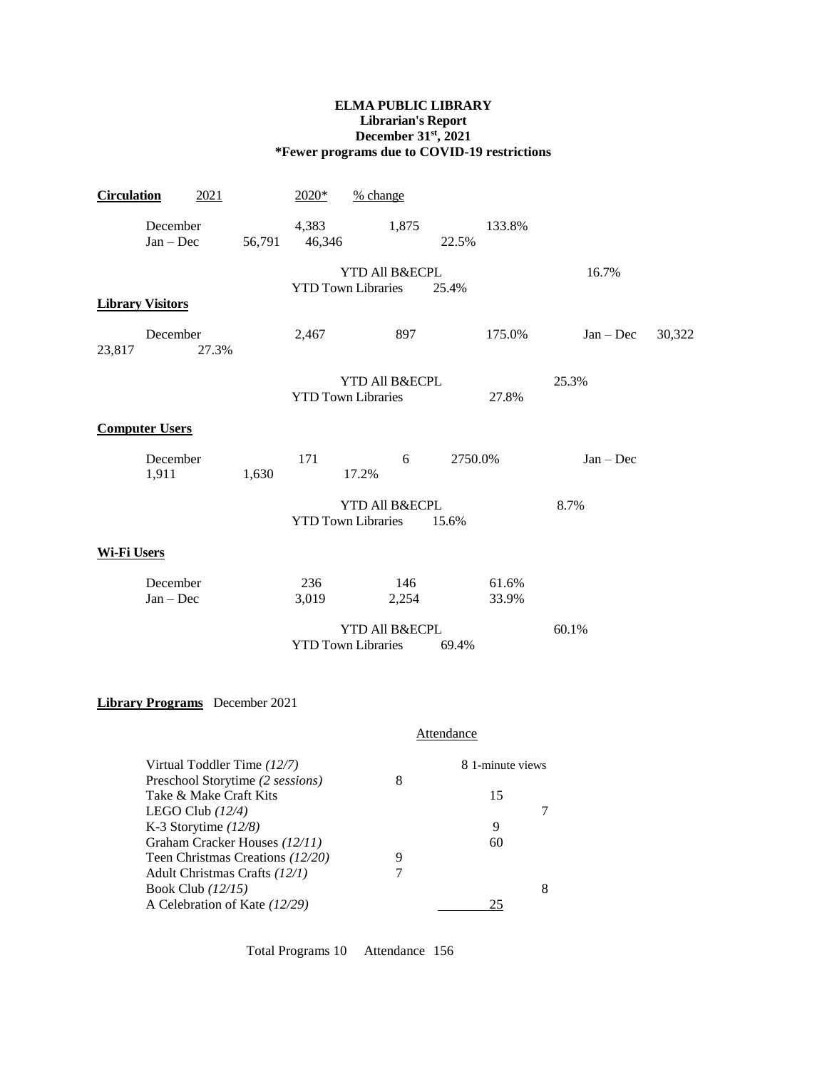**ELMA PUBLIC LIBRARY**
**Librarian's Report**
**December 31st, 2021**
**\*Fewer programs due to COVID-19 restrictions**

**Circulation**

| | 2021 | 2020* | % change |
|---|---|---|---|
| December | 4,383 | 1,875 | 133.8% |
| Jan – Dec | 56,791 | 46,346 | 22.5% |

YTD All B&ECPL 16.7%
YTD Town Libraries 25.4%

**Library Visitors**

| | 2021 | 2020* | % change |
|---|---|---|---|
| December | 2,467 | 897 | 175.0% |
| Jan – Dec | 30,322 | 23,817 | 27.3% |

YTD All B&ECPL 25.3%
YTD Town Libraries 27.8%

**Computer Users**

| | 2021 | 2020* | % change |
|---|---|---|---|
| December | 171 | 6 | 2750.0% |
| Jan – Dec | 1,911 | 1,630 | 17.2% |

YTD All B&ECPL 8.7%
YTD Town Libraries 15.6%

**Wi-Fi Users**

| | 2021 | 2020* | % change |
|---|---|---|---|
| December | 236 | 146 | 61.6% |
| Jan – Dec | 3,019 | 2,254 | 33.9% |

YTD All B&ECPL 60.1%
YTD Town Libraries 69.4%

**Library Programs** December 2021

| Program | Attendance |
|---|---|
| Virtual Toddler Time *(12/7)* | 8 1-minute views |
| Preschool Storytime *(2 sessions)* | 8 |
| Take & Make Craft Kits | 15 |
| LEGO Club *(12/4)* | 7 |
| K-3 Storytime *(12/8)* | 9 |
| Graham Cracker Houses *(12/11)* | 60 |
| Teen Christmas Creations *(12/20)* | 9 |
| Adult Christmas Crafts *(12/1)* | 7 |
| Book Club *(12/15)* | 8 |
| A Celebration of Kate *(12/29)* | 25 |

Total Programs 10 Attendance 156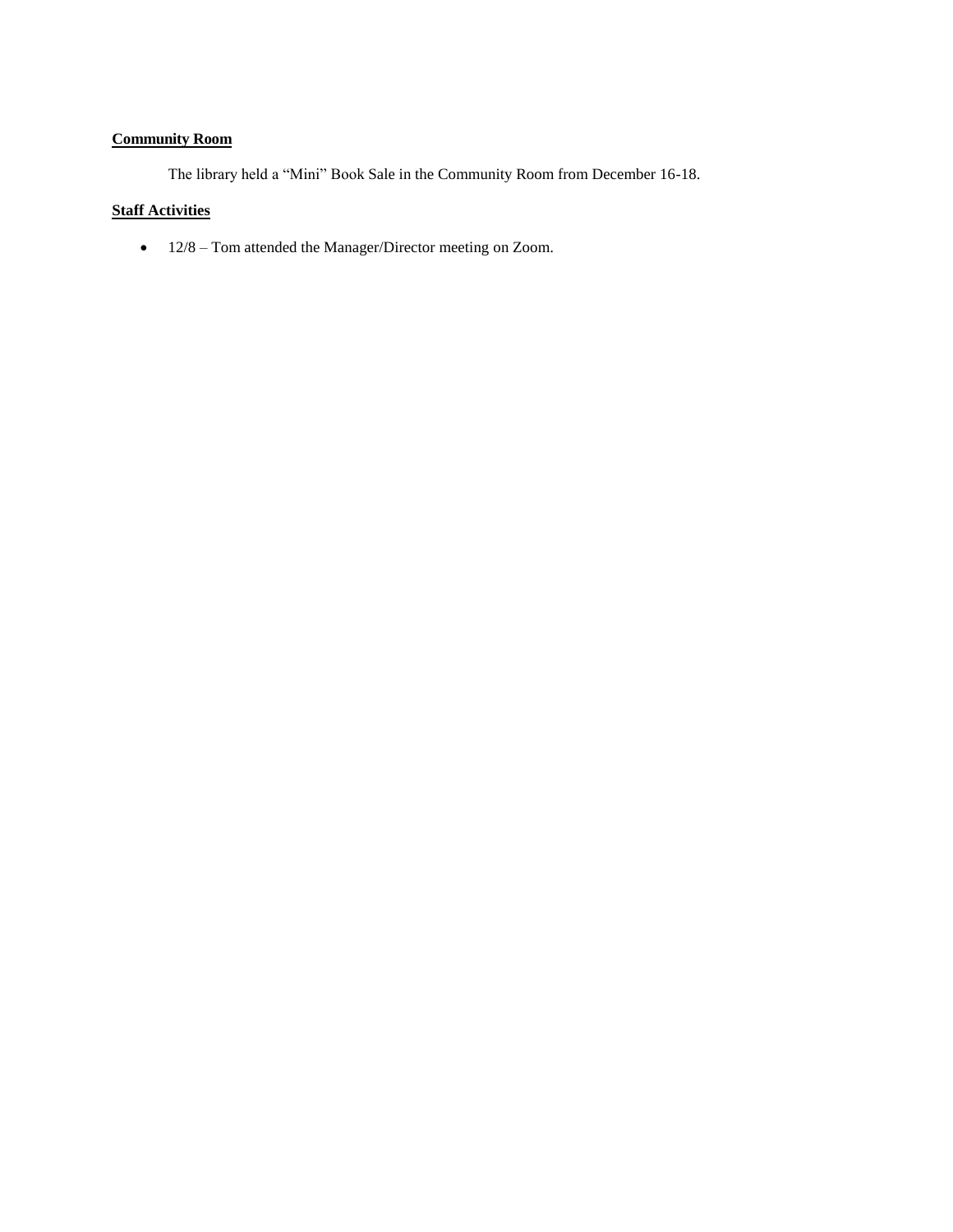**Community Room**

The library held a “Mini” Book Sale in the Community Room from December 16-18.

**Staff Activities**

- 12/8 – Tom attended the Manager/Director meeting on Zoom.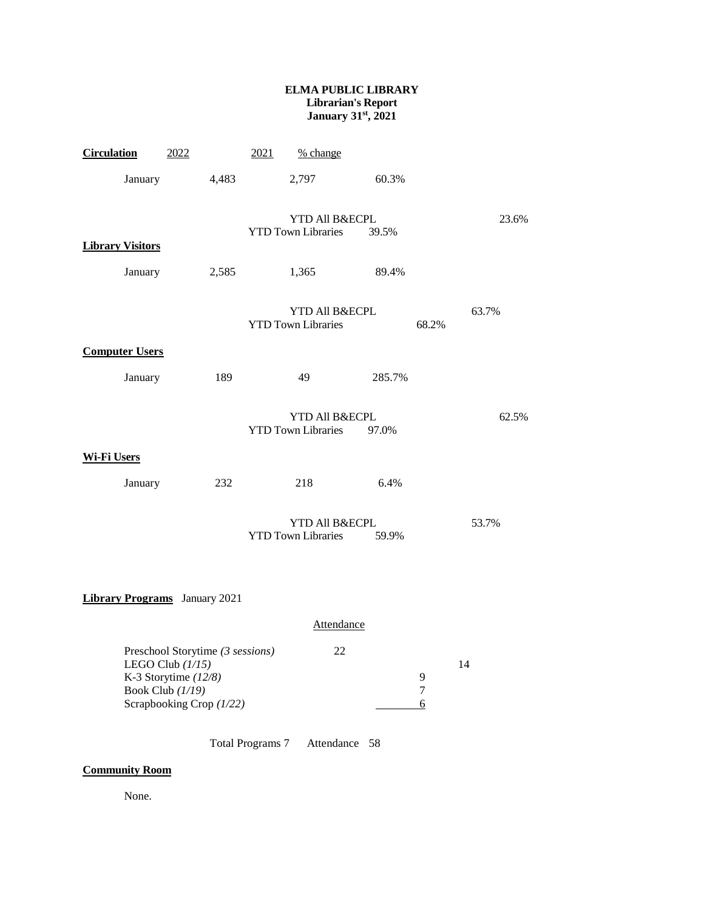**ELMA PUBLIC LIBRARY**
**Librarian's Report**
**January 31st, 2021**

| **Circulation** | 2022 | 2021 | % change | |
|---|---|---|---|---|
| January | 4,483 | 2,797 | 60.3% | |
| | | YTD All B&ECPL | | 23.6% |
| | | YTD Town Libraries | 39.5% | |

| **Library Visitors** | | | | |
|---|---|---|---|---|
| January | 2,585 | 1,365 | 89.4% | |
| | | YTD All B&ECPL | | 63.7% |
| | | YTD Town Libraries | | 68.2% |

| **Computer Users** | | | | |
|---|---|---|---|---|
| January | 189 | 49 | 285.7% | |
| | | YTD All B&ECPL | | 62.5% |
| | | YTD Town Libraries | 97.0% | |

| **Wi-Fi Users** | | | | |
|---|---|---|---|---|
| January | 232 | 218 | 6.4% | |
| | | YTD All B&ECPL | | 53.7% |
| | | YTD Town Libraries | 59.9% | |

**Library Programs** January 2021

| | Attendance |
|---|---|
| Preschool Storytime *(3 sessions)* | 22 |
| LEGO Club *(1/15)* | 14 |
| K-3 Storytime *(12/8)* | 9 |
| Book Club *(1/19)* | 7 |
| Scrapbooking Crop *(1/22)* | 6 |

Total Programs 7 Attendance 58

**Community Room**

None.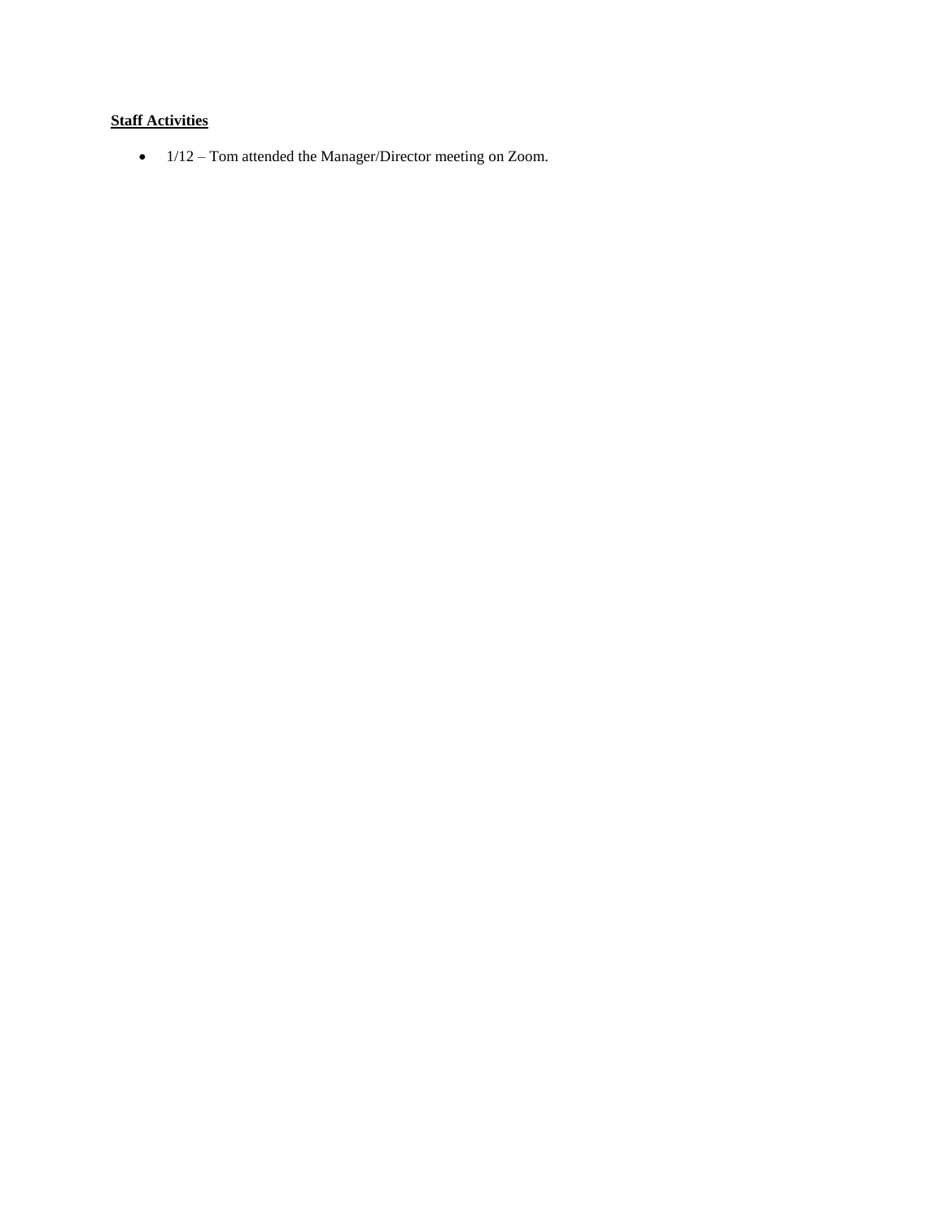**Staff Activities**

- 1/12 – Tom attended the Manager/Director meeting on Zoom.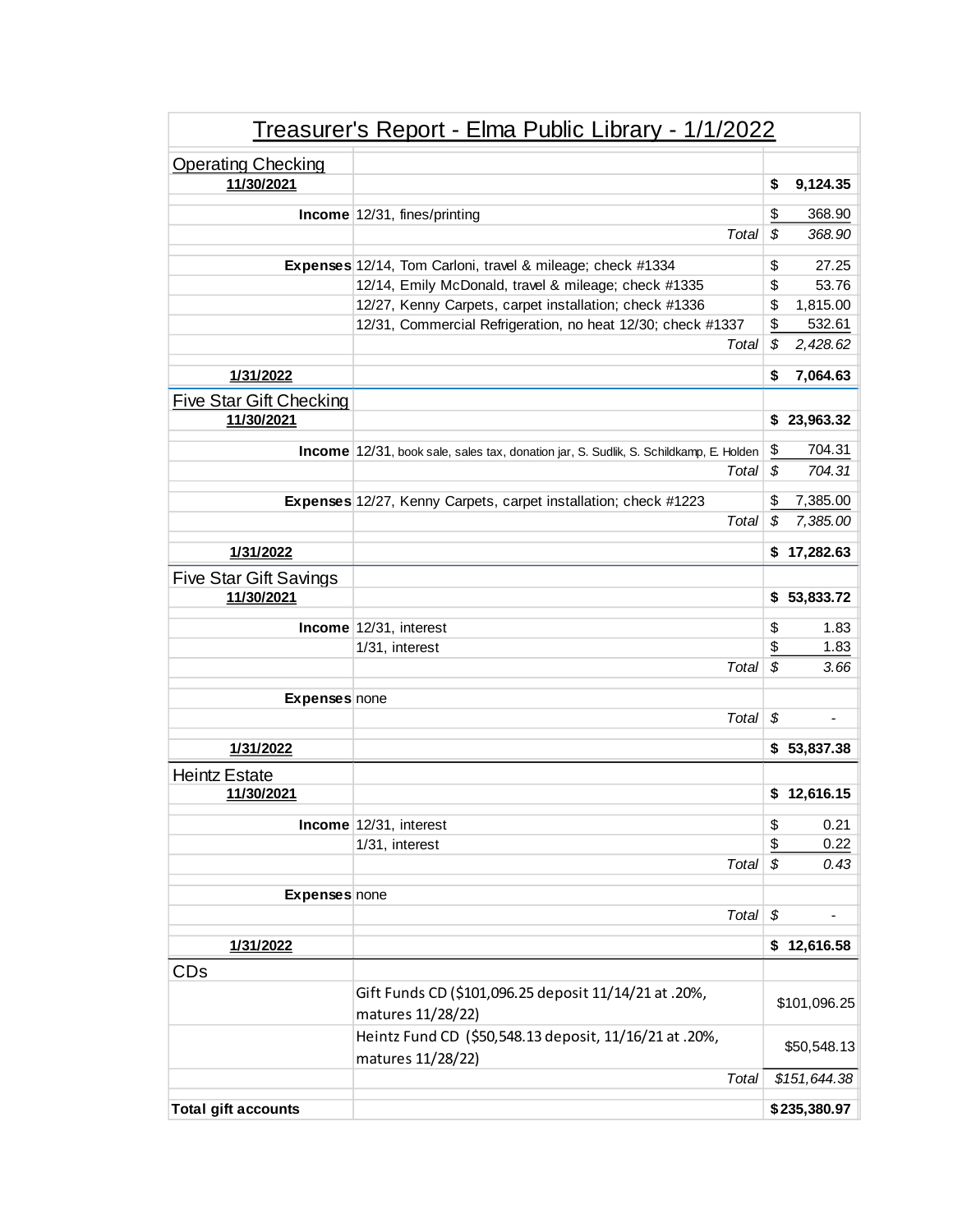# Treasurer's Report - Elma Public Library - 1/1/2022

| | | |
|---|---|---|
| **Operating Checking** | | |
| **11/30/2021** | | **$ 9,124.35** |
| **Income** | 12/31, fines/printing | $ 368.90 |
| | *Total* | *$ 368.90* |
| **Expenses** | 12/14, Tom Carloni, travel & mileage; check #1334 | $ 27.25 |
| | 12/14, Emily McDonald, travel & mileage; check #1335 | $ 53.76 |
| | 12/27, Kenny Carpets, carpet installation; check #1336 | $ 1,815.00 |
| | 12/31, Commercial Refrigeration, no heat 12/30; check #1337 | $ 532.61 |
| | *Total* | *$ 2,428.62* |
| **1/31/2022** | | **$ 7,064.63** |
| **Five Star Gift Checking** | | |
| **11/30/2021** | | **$ 23,963.32** |
| **Income** | 12/31, book sale, sales tax, donation jar, S. Sudlik, S. Schildkamp, E. Holden | $ 704.31 |
| | *Total* | *$ 704.31* |
| **Expenses** | 12/27, Kenny Carpets, carpet installation; check #1223 | $ 7,385.00 |
| | *Total* | *$ 7,385.00* |
| **1/31/2022** | | **$ 17,282.63** |
| **Five Star Gift Savings** | | |
| **11/30/2021** | | **$ 53,833.72** |
| **Income** | 12/31, interest | $ 1.83 |
| | 1/31, interest | $ 1.83 |
| | *Total* | *$ 3.66* |
| **Expenses** | none | |
| | *Total* | *$ -* |
| **1/31/2022** | | **$ 53,837.38** |
| **Heintz Estate** | | |
| **11/30/2021** | | **$ 12,616.15** |
| **Income** | 12/31, interest | $ 0.21 |
| | 1/31, interest | $ 0.22 |
| | *Total* | *$ 0.43* |
| **Expenses** | none | |
| | *Total* | *$ -* |
| **1/31/2022** | | **$ 12,616.58** |
| **CDs** | | |
| | Gift Funds CD ($101,096.25 deposit 11/14/21 at .20%, matures 11/28/22) | $101,096.25 |
| | Heintz Fund CD ($50,548.13 deposit, 11/16/21 at .20%, matures 11/28/22) | $50,548.13 |
| | *Total* | *$151,644.38* |
| **Total gift accounts** | | **$235,380.97** |